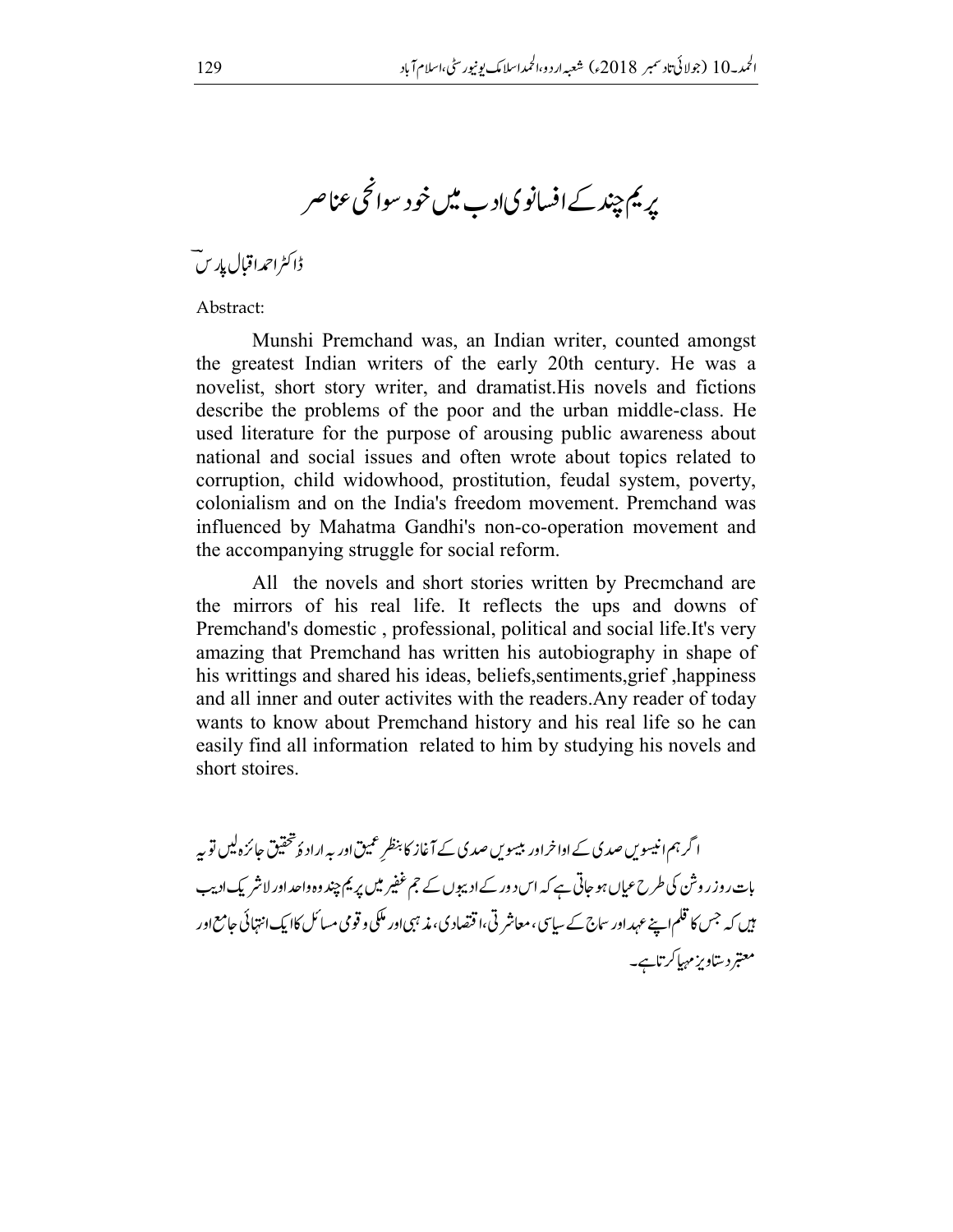# پریم چند کے افسانوی ادب میں خود سوانحی عناصر

ڈاکٹر احمد اقبال پارس

Abstract:

Munshi Premchand was, an Indian writer, counted amongst the greatest Indian writers of the early 20th century. He was a novelist, short story writer, and dramatist.His novels and fictions describe the problems of the poor and the urban middle-class. He used literature for the purpose of arousing public awareness about national and social issues and often wrote about topics related to corruption, child widowhood, prostitution, feudal system, poverty, colonialism and on the India's freedom movement. Premchand was influenced by Mahatma Gandhi's non-co-operation movement and the accompanying struggle for social reform.

All the novels and short stories written by Precmchand are the mirrors of his real life. It reflects the ups and downs of Premchand's domestic , professional, political and social life.It's very amazing that Premchand has written his autobiography in shape of his writtings and shared his ideas, beliefs,sentiments,grief ,happiness and all inner and outer activites with the readers.Any reader of today wants to know about Premchand history and his real life so he can easily find all information related to him by studying his novels and short stoires.

اگر ہم انیسویں صدی کے اواخر اور بیسویں صدی کے آغاز کا بنظرِ عمیق اور بہ ارادۂ تحقیق جائزہ لیں تو یہ بات روزِ روشن کی طرح عیاں ہو جاتی ہے کہ اس دور کے ادیبوں کے جم غفیر میں پریم چند وہ واحد اور لاشریک ادیب ہیں کہ جس کا قلم اپنے عہد اور سماج کے سیاسی، معاشرتی، اقتصادی، مذہبی اور ملکی و قومی مسائل کا ایک انتہائی جامع اور معتبر دستاویز مہیا کرتا ہے۔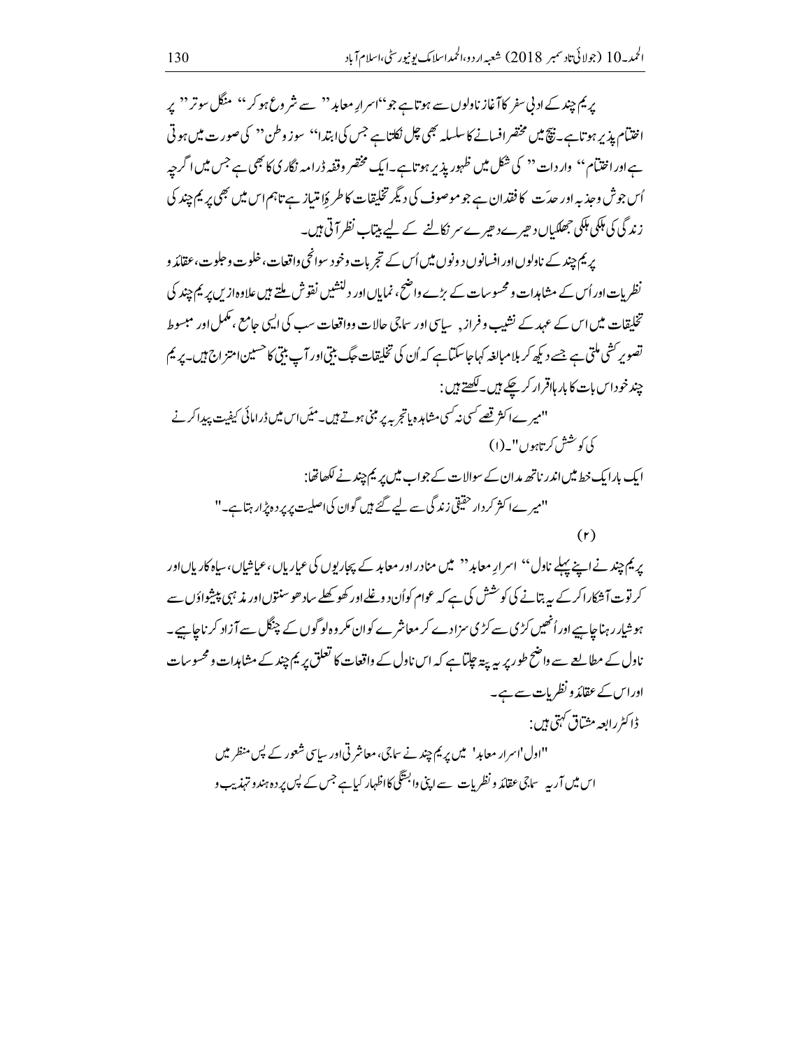پریم چند کے ادبی سفر کا آغاز ناولوں سے ہوتا ہے جو ''اسرارِ معابد'' سے شروع ہو کر '' منگل سوتر '' پر اختتام پذیر ہوتا ہے۔ بیچ میں مختصر افسانے کا سلسلہ بھی چل نکلتا ہے جس کی ابتدا '' سوزِ وطن '' کی صورت میں ہوتی ہے اور اختتام '' واردات '' کی شکل میں ظہور پذیر ہوتا ہے۔ ایک مختصر وقفہ ڈرامہ نگاری کا بھی ہے جس میں اگرچہ اُس جوش و جذبہ اور حدت کا فقدان ہے جو موصوف کی دیگر تخلیقات کا طرۂ امتیاز ہے تاہم اس میں بھی پریم چند کی زندگی کی ہلکی ہلکی جھلکیاں دھیرے دھیرے سر نکالنے کے لیے بیتاب نظر آتی ہیں۔

پریم چند کے ناولوں اور افسانوں دونوں میں اُس کے تجربات و خود سوانحی واقعات، خلوت و جلوت، عقائد و نظریات اور اُس کے مشاہدات و محسوسات کے بڑے واضح، نمایاں اور دلنشیں نقوش ملتے ہیں علاوہ ازیں پریم چند کی تخلیقات میں اس کے عہد کے نشیب و فراز، سیاسی اور سماجی حالات و واقعات سب کی ایسی جامع، مکمل اور مبسوط تصویر کشی ملتی ہے جسے دیکھ کر بلا مبالغہ کہا جا سکتا ہے کہ اُن کی تخلیقات جگ بیتی اور آپ بیتی کا حسین امتزاج ہیں۔ پریم چند خود اس بات کا بارہا اقرار کر چکے ہیں۔ لکھتے ہیں:

> "میرے اکثر قصے کسی نہ کسی مشاہدہ یا تجربہ پر مبنی ہوتے ہیں۔ میَں اس میں ڈرامائی کیفیت پیدا کرنے کی کوشش کرتا ہوں"۔(۱)

ایک بار ایک خط میں اندر ناتھ مدان کے سوالات کے جواب میں پریم چند نے لکھا تھا:

> "میرے اکثر کردار حقیقی زندگی سے لیے گئے ہیں گو ان کی اصلیت پر پردہ پڑا رہتا ہے۔" (۲)

پریم چند نے اپنے پہلے ناول '' اسرارِ معابد '' میں منادر اور معابد کے پجاریوں کی عیاریاں، عیاشیاں، سیاہ کاریاں اور کرتوت آشکارا کر کے یہ بتانے کی کوشش کی ہے کہ عوام کو اُن دوغلے اور کھوکھلے سادھو سنتوں اور مذہبی پیشواؤں سے ہوشیار رہنا چاہیے اور اُنھیں کڑی سے کڑی سزا دے کر معاشرے کو ان مکروہ لوگوں کے چنگل سے آزاد کرنا چاہیے۔ ناول کے مطالعے سے واضح طور پر یہ پتہ چلتا ہے کہ اس ناول کے واقعات کا تعلق پریم چند کے مشاہدات و محسوسات اور اس کے عقائد و نظریات سے ہے۔

ڈاکٹر رابعہ مشتاق کہتی ہیں:

> "اول 'اسرار معابد' میں پریم چند نے سماجی، معاشرتی اور سیاسی شعور کے پس منظر میں اس میں آریہ سماجی عقائد و نظریات سے اپنی وابستگی کا اظہار کیا ہے جس کے پس پردہ ہندو تہذیب و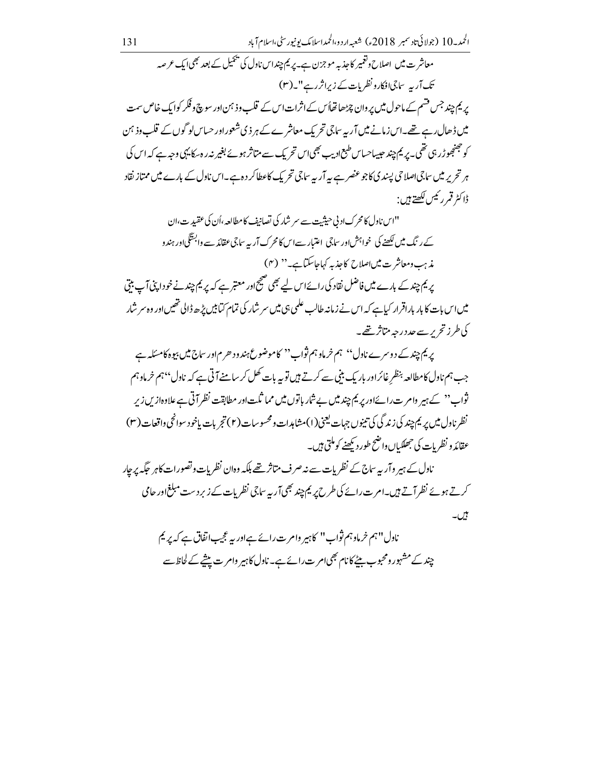معاشرت میں اصلاح و تعمیر کا جذبہ موجزن ہے۔ پریم چند اس ناول کی تکمیل کے بعد بھی ایک عرصہ تک آریہ سماجی افکار و نظریات کے زیر اثر رہے"۔(۳)

پریم چند جس قسم کے ماحول میں پروان چڑھا تھا اُس کے اثرات اس کے قلب و ذہن اور سوچ و فکر کو ایک خاص سمت میں ڈھال رہے تھے۔ اس زمانے میں آریہ سماجی تحریک معاشرے کے ہر ذی شعور اور حساس لوگوں کے قلب و ذہن کو جھنجھوڑ رہی تھی۔ پریم چند جیسا حساس طبع ادیب بھی اس تحریک سے متاثر ہوئے بغیر نہ رہ سکا یہی وجہ ہے کہ اس کی ہر تحریر میں سماجی اصلاحی پسندی کا جو عنصر ہے یہ آریہ سماجی تحریک کا عطا کردہ ہے۔ اس ناول کے بارے میں ممتاز نقاد ڈاکٹر قمر رئیس لکھتے ہیں:

"اس ناول کا محرک ادبی حیثیت سے سرشار کی تصانیف کا مطالعہ، اُن کی عقیدت، ان کے رنگ میں لکھنے کی خواہش اور سماجی اعتبار سے اس کا محرک آریہ سماجی عقائد سے وابستگی اور ہندو مذہب و معاشرت میں اصلاح کا جذبہ کہا جا سکتا ہے۔" (۴)

پریم چند کے بارے میں فاضل نقاد کی رائے اس لیے بھی صحیح اور معتبر ہے کہ پریم چند نے خود اپنی آپ بیتی میں اس بات کا بار بار اقرار کیا ہے کہ اس نے زمانہ طالب علمی ہی میں سرشار کی تمام کتابیں پڑھ ڈالی تھیں اور وہ سرشار کی طرز تحریر سے حد درجہ متاثر تھے۔

پریم چند کے دوسرے ناول "ہم خرما و ہم ثواب" کا موضوع ہندو دھرم اور سماج میں بیوہ کا مسئلہ ہے جب ہم ناول کا مطالعہ بنظرِ غائر اور باریک بینی سے کرتے ہیں تو یہ بات کھل کر سامنے آتی ہے کہ ناول "ہم خرما و ہم ثواب" کے ہیرو امرت رائے اور پریم چند میں بے شمار باتوں میں مماثلت اور مطابقت نظر آتی ہے علاوہ ازیں زیر نظر ناول میں پریم چند کی زندگی کی تینوں جہات یعنی (۱) مشاہدات و محسوسات (۲) تجربات یا خود سوانحی واقعات (۳) عقائد و نظریات کی جھلکیاں واضح طور دیکھنے کو ملتی ہیں۔

ناول کے ہیرو آریہ سماج کے نظریات سے نہ صرف متاثر تھے بلکہ وہ ان نظریات و تصورات کا ہر جگہ پرچار کرتے ہوئے نظر آتے ہیں۔ امرت رائے کی طرح پریم چند بھی آریہ سماجی نظریات کے زبردست مبلغ اور حامی ہیں۔

ناول "ہم خرما و ہم ثواب" کا ہیرو امرت رائے ہے اور یہ عجیب اتفاق ہے کہ پریم چند کے مشہور و محبوب بیٹے کا نام بھی امرت رائے ہے۔ ناول کا ہیرو امرت پیشے کے لحاظ سے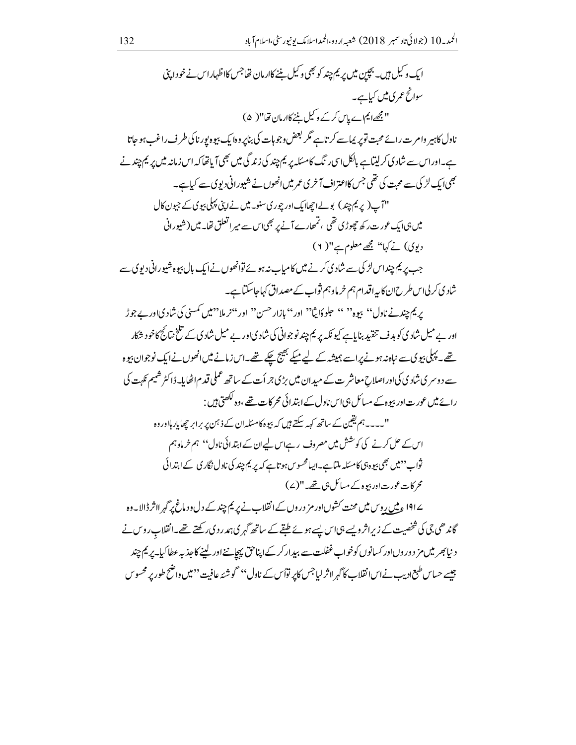ایک وکیل ہیں۔ بچپن میں پریم چند کو بھی وکیل بننے کا ارمان تھا جس کا اظہار اس نے خود اپنی سوانح عمری میں کیا ہے۔

"مجھے ایم اے پاس کر کے وکیل بننے کا ارمان تھا"(۵)

ناول کا ہیرو امرت رائے محبت تو پریما سے کرتا ہے مگر بعض وجوہات کی بنا پر وہ ایک بیوہ پورنا کی طرف راغب ہو جاتا ہے۔ اور اس سے شادی کر لیتا ہے بالکل اسی رنگ کا مسئلہ پریم چند کی زندگی میں بھی آیا تھا کہ اس زمانہ میں پریم چند نے بھی ایک لڑکی سے محبت کی تھی جس کا اعتراف آخری عمر میں انھوں نے شیورانی دیوی سے کیا ہے۔

"آپ (پریم چند) بولے اچھا ایک اور چوری سنو۔ میں نے اپنی پہلی بیوی کے جیون کال میں ہی ایک عورت رکھ چھوڑی تھی، تمھارے آنے پر بھی اس سے میرا تعلق تھا۔ میں (شیورانی دیوی) نے کہا" مجھے معلوم ہے"(۶)

جب پریم چند اس لڑکی سے شادی کرنے میں کامیاب نہ ہوئے تو انھوں نے ایک بال بیوہ شیورانی دیوی سے شادی کر لی اس طرح ان کا یہ اقدام ہم خرما و ہم ثواب کے مصداق کہا جا سکتا ہے۔

پریم چند نے ناول" بیوہ" " جلوۂ ایثا" اور" بازار حسن" اور" نرملا" میں کمسنی کی شادی اور بے جوڑ اور بے میل شادی کو ہدف تنقید بنایا ہے کیونکہ پریم چند نوجوانی کی شادی اور بے میل شادی کے تلخ نتائج کا خود شکار تھے۔ پہلی بیوی سے نباہ نہ ہونے پر اسے ہمیشہ کے لیے میکے بھیج چکے تھے۔ اس زمانے میں انھوں نے ایک نوجوان بیوہ سے دوسری شادی کی اور اصلاح معاشرت کے میدان میں بڑی جرأت کے ساتھ عملی قدم اٹھایا۔ ڈاکٹر شمیم نکہت کی رائے میں عورت اور بیوہ کے مسائل ہی اس ناول کے ابتدائی محرکات تھے، وہ لکھتی ہیں:

"۔۔۔ ہم یقین کے ساتھ کہہ سکتے ہیں کہ بیوہ کا مسئلہ ان کے ذہن پر برابر چھایا رہا اور وہ اس کے حل کرنے کی کوشش میں مصروف رہے اس لیے ان کے ابتدائی ناول" ہم خرما و ہم ثواب" میں بھی بیوہ ہی کا مسئلہ ملتا ہے۔ ایسا محسوس ہوتا ہے کہ پریم چند کی ناول نگاری کے ابتدائی محرکات عورت اور بیوہ کے مسائل ہی تھے۔"(۷)

۱۹۱۷ء میں روس میں محنت کشوں اور مزدوروں کے انقلاب نے پریم چند کے دل و دماغ پر گہرا اثر ڈالا۔ وہ گاندھی جی کی شخصیت کے زیر اثر ویسے ہی اس پسے ہوئے طبقے کے ساتھ گہری ہمدردی رکھتے تھے۔ انقلابِ روس نے دنیا بھر میں مزدوروں اور کسانوں کو خواب غفلت سے بیدار کر کے اپنا حق پہچاننے اور لینے کا جذبہ عطا کیا۔ پریم چند جیسے حساس طبع ادیب نے اس انقلاب کا گہرا اثر لیا جس کا پرتو اس کے ناول" گوشۂ عافیت" میں واضح طور پر محسوس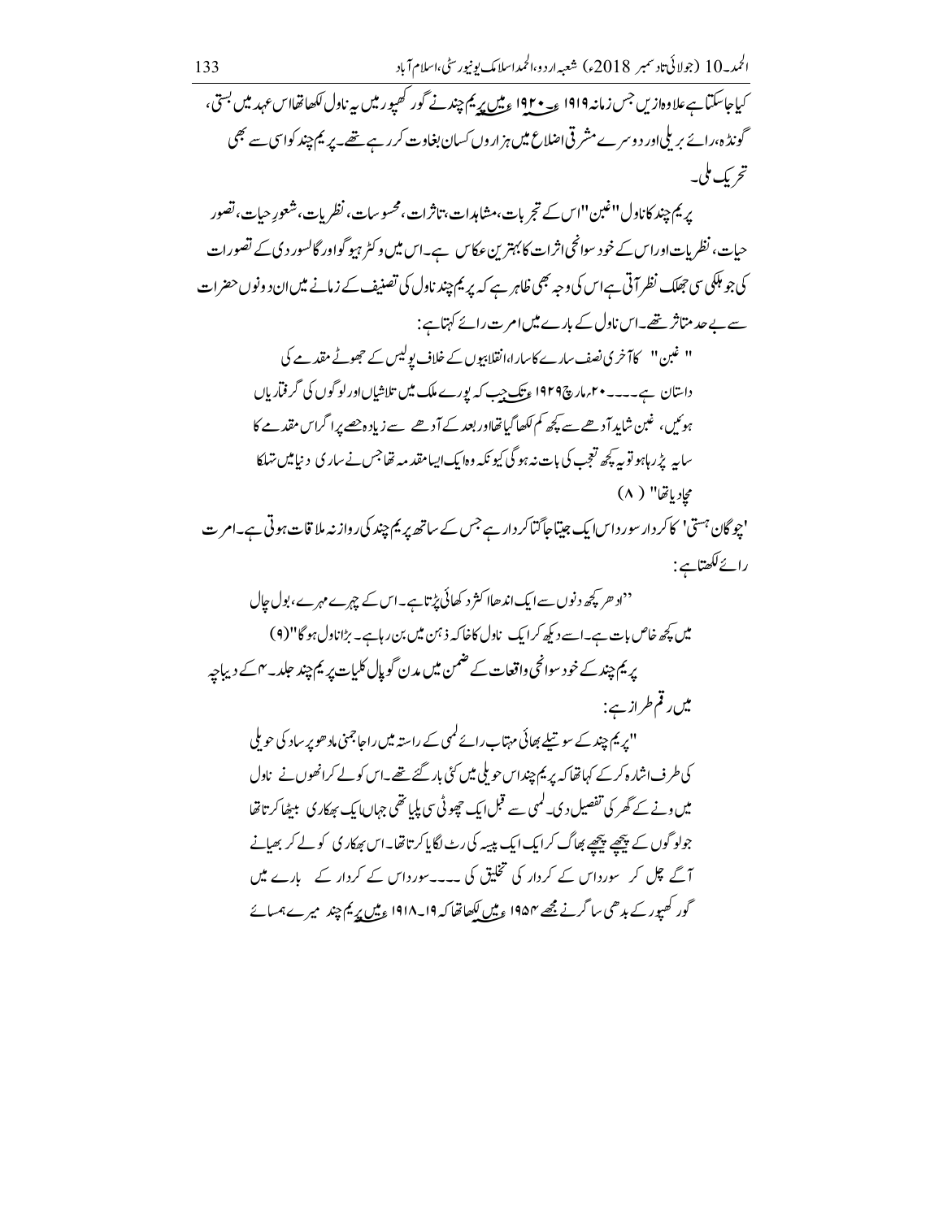کیا جا سکتا ہے علاوہ ازیں جس زمانہ ۱۹۱۹ء-۱۹۲۰ء میں پریم چند نے گورکھپور میں یہ ناول لکھا تھا اس عہد میں بستی، گونڈہ، رائے بریلی اور دوسرے مشرقی اضلاع میں ہزاروں کسان بغاوت کر رہے تھے۔ پریم چند کو اسی سے بھی تحریک ملی۔

پریم چند کا ناول "غبن" اس کے تجربات، مشاہدات، تاثرات، محسوسات، نظریات، شعورِ حیات، تصور حیات، نظریات اور اس کے خود سوانحی اثرات کا بہترین عکاس ہے۔ اس میں وکٹر ہیوگو اور گالسوردی کے تصورات کی جو ہلکی سی جھلک نظر آتی ہے اس کی وجہ بھی ظاہر ہے کہ پریم چند ناول کی تصنیف کے زمانے میں ان دونوں حضرات سے بے حد متاثر تھے۔ اس ناول کے بارے میں امرت رائے کہتا ہے:

> " غبن " کا آخری نصف سارے کا سارا، انقلابیوں کے خلاف پولیس کے جھوٹے مقدمے کی داستان ہے۔۔۔۔ ۲۰ مارچ ۱۹۲۹ء تک جب کہ پورے ملک میں تلاشیاں اور لوگوں کی گرفتاریاں ہوئیں، غبن شاید آدھے سے کچھ کم لکھا گیا تھا اور بعد کے آدھے سے زیادہ حصے پر اگر اس مقدمے کا سایہ پڑ رہا ہو تو یہ کچھ تعجب کی بات نہ ہو گی کیونکہ وہ ایک ایسا مقدمہ تھا جس نے ساری دنیا میں تہلکا مچا دیا تھا" (۸)

'چوگان ہستی' کا کردار سورداس ایک جیتا جاگتا کردار ہے جس کے ساتھ پریم چند کی روزانہ ملاقات ہوتی ہے۔ امرت رائے لکھتا ہے:

> ''ادھر کچھ دنوں سے ایک اندھا اکثر دکھائی پڑتا ہے۔ اس کے چہرے مہرے، بول چال میں کچھ خاص بات ہے۔ اسے دیکھ کر ایک ناول کا خاکہ ذہن میں بن رہا ہے۔ بڑا ناول ہو گا"(۹)

پریم چند کے خود سوانحی واقعات کے ضمن میں مدن گوپال کلیات پریم چند جلد۔۴ کے دیباچہ میں رقم طراز ہے:

> "پریم چند کے سوتیلے بھائی مہتاب رائے لمہی کے راستہ میں راجا جمنی مادھو پرساد کی حویلی کی طرف اشارہ کر کے کہا تھا کہ پریم چند اس حویلی میں کئی بار گئے تھے۔ اس کو لے کر انھوں نے ناول میں ونے کے گھر کی تفصیل دی۔ لمہی سے قبل ایک چھوٹی سی پلیا تھی جہاں ایک بھکاری بیٹھا کرتا تھا جو لوگوں کے پیچھے پیچھے بھاگ کر ایک ایک پیسہ کی رٹ لگایا کرتا تھا۔ اس بھکاری کو لے کر بھیانے آگے چل کر سورداس کے کردار کی تخلیق کی۔۔۔۔ سورداس کے کردار کے بارے میں گورکھپور کے بدھی ساگر نے مجھے ۱۹۵۴ء میں لکھا تھا کہ ۱۹-۱۹۱۸ء میں پریم چند میرے ہمسائے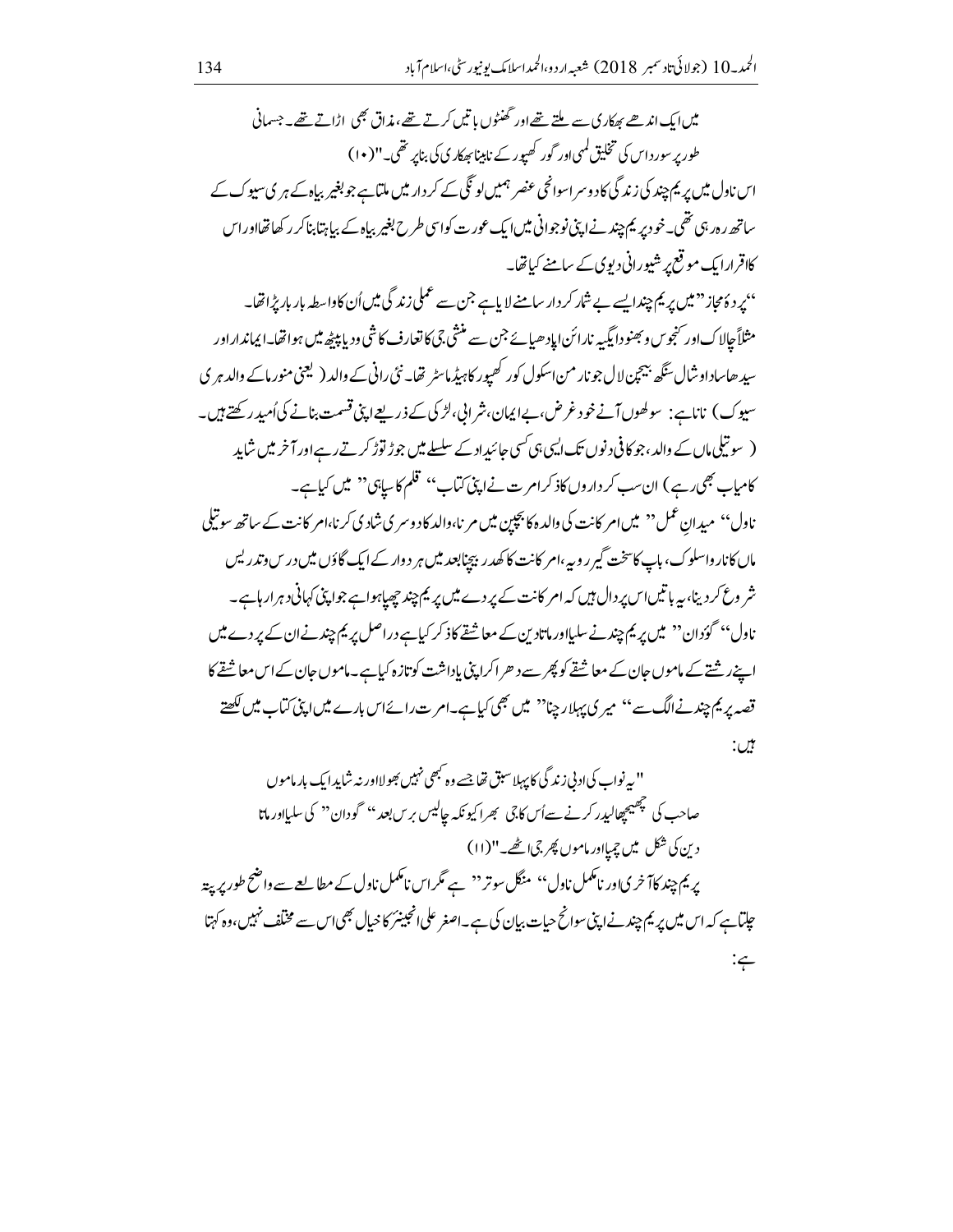میں ایک اندھے بھکاری سے ملتے تھے اور گھنٹوں باتیں کرتے تھے، مذاق بھی اڑاتے تھے۔ جسمانی طور پر سورداس کی تخلیق لمبی اور گورکھپور کے نابینا بھکاری کی بناپر تھی۔"(۱۰)

اس ناول میں پریم چند کی زندگی کا دوسرا سوانحی عنصر ہمیں لونگی کے کردار میں ملتا ہے جو بغیر بیاہ کے ہری سیوک کے ساتھ رہ رہی تھی۔ خود پریم چند نے اپنی نوجوانی میں ایک عورت کو اسی طرح بغیر بیاہ کے بیاہتا بنا کر رکھا تھا اور اس کا اقرار ایک موقع پر شیورانی دیوی کے سامنے کیا تھا۔

''پردۂ مجاز'' میں پریم چند ایسے بے شمار کردار سامنے لایا ہے جن سے عملی زندگی میں اُن کا واسطہ بار بار پڑا تھا۔ مثلاً چالاک اور کنجوس و بھنوداگیہ نارائن اپادھیائے جن سے منشی جی کا تعارف کاشی ودیاپیٹھ میں ہوا تھا۔ ایماندار اور سیدھاسادا وشال سنگھ بیجن لال جو نارمن اسکول گورکھپور کا ہیڈ ماسٹر تھا۔ نئی رانی کے والد (یعنی منورما کے والدہری سیوک) ناناہے: سولھوں آنے خودغرض، بےایمان، شرابی، لڑکی کے ذریعے اپنی قسمت بنانے کی اُمید رکھتے ہیں۔ (سوتیلی ماں کے والد، جو کافی دنوں تک ایسی ہی کسی جائیداد کے سلسلے میں جوڑ توڑ کرتے رہے اور آخر میں شاید کامیاب بھی رہے) ان سب کرداروں کا ذکر امرت نے اپنی کتاب '' قلم کا سپاہی'' میں کیا ہے۔

ناول '' میدانِ عمل'' میں امر کانت کی والدہ کا بچپن میں مرنا، والد کا دوسری شادی کرنا، امر کانت کے ساتھ سوتیلی ماں کا ناروا سلوک، باپ کا سخت گیر رویہ، امر کانت کا کھدر بیچنا بعد میں ہردوار کے ایک گاؤں میں درس و تدریس شروع کر دینا، یہ باتیں اس پر دال ہیں کہ امر کانت کے پردے میں پریم چند چھپا ہوا ہے جو اپنی کہانی دہرا رہا ہے۔

ناول '' گؤدان'' میں پریم چند نے سلیا اور ماتادین کے معاشقے کا ذکر کیا ہے دراصل پریم چند نے ان کے پردے میں اپنے رشتے کے ماموں جان کے معاشقے کو پھر سے دہرا کر اپنی یادداشت کو تازہ کیا ہے۔ ماموں جان کے اس معاشقے کا قصہ پریم چند نے الگ سے '' میری پہلا رچنا'' میں بھی کیا ہے۔ امرت رائے اس بارے میں اپنی کتاب میں لکھتے ہیں:

> "یہ نواب کی ادبی زندگی کا پہلا سبق تھا جسے وہ کبھی نہیں بھولا اور نہ شاید ایک بار ماموں صاحب کی چھیچھالیدر کرنے سے اُس کا جی بھرا کیونکہ چالیس برس بعد '' گودان'' کی سلیا اور ماتا دین کی شکل میں چھپا اور ماموں پھر جی اٹھے۔"(۱۱)

پریم چند کا آخری اور نامکمل ناول '' منگل سوتر'' ہے مگر اس نامکمل ناول کے مطالعے سے واضح طور پر پتہ چلتا ہے کہ اس میں پریم چند نے اپنی سوانح حیات بیان کی ہے۔ اصغر علی انجینئر کا خیال بھی اس سے مختلف نہیں، وہ کہتا ہے: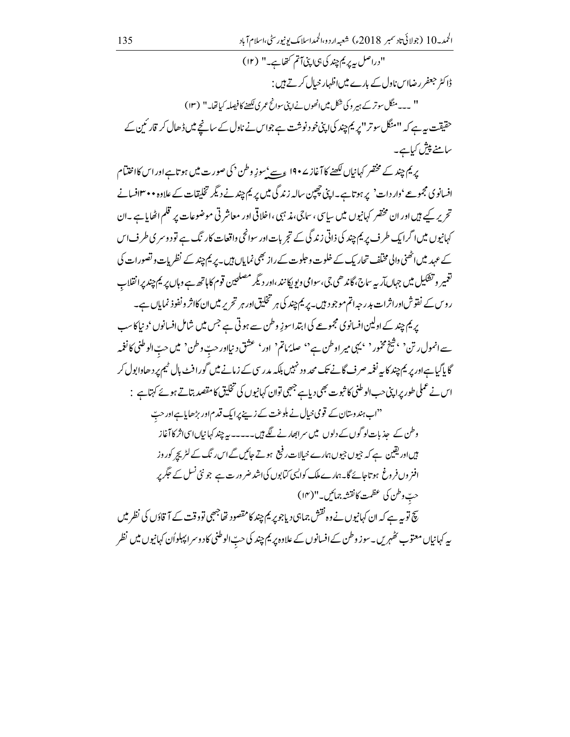"دراصل یہ پریم چند کی ہی اپنی آتم کتھا ہے۔" (۱۲)

ڈاکٹر جعفر رضا اس ناول کے بارے میں اظہار خیال کرتے ہیں:

" ۔۔۔ منگل سوتر کے ہیرو کی شکل میں انھوں نے اپنی سوانح عمری لکھنے کا فیصلہ کیا تھا۔" (۱۳)

حقیقت یہ ہے کہ "منگل سوتر" پریم چند کی اپنی خود نوشت ہے جو اس نے ناول کے سانچے میں ڈھال کر قارئین کے سامنے پیش کیا ہے۔

پریم چند کے مختصر کہانیاں لکھنے کا آغاز ۱۹۰۷ء سے 'سوزِ وطن' کی صورت میں ہوتا ہے اور اس کا اختتام افسانوی مجموعے 'واردات' پر ہوتا ہے۔ اپنی چھپن سالہ زندگی میں پریم چند نے دیگر تخلیقات کے علاوہ ۳۰۰ افسانے تحریر کیے ہیں اور ان مختصر کہانیوں میں سیاسی، سماجی، مذہبی، اخلاقی اور معاشرتی موضوعات پر قلم اٹھایا ہے۔ ان کہانیوں میں اگر ایک طرف پریم چند کی ذاتی زندگی کے تجربات اور سوانحی واقعات کا رنگ ہے تو دوسری طرف اس کے عہد میں اٹھنی والی مختلف تحاریک کے خلوت و جلوت کے راز بھی نمایاں ہیں۔ پریم چند کے نظریات و تصورات کی تعمیر و تشکیل میں جہاں آریہ سماج، گاندھی جی، سوامی ویویکانند، اور دیگر مصلحین قوم کا ہاتھ ہے وہاں پریم چند پر انقلابِ روس کے نقوش اور اثرات بدرجہ اتم موجود ہیں۔ پریم چند کی ہر تخلیق اور ہر تحریر میں ان کا اثر و نفوذ نمایاں ہے۔

پریم چند کے اولین افسانوی مجموعے کی ابتدا سوزِ وطن سے ہوتی ہے جس میں شامل افسانوں 'دنیا کا سب سے انمول رتن'، 'شیخ مخمور'، 'یہی میرا وطن ہے'، 'صلۂ ماتم' اور 'عشق دنیا اور حبِّ وطن' میں حبّ الوطنی کا نغمہ گایا گیا ہے اور پریم چند کا یہ نغمہ صرف گانے تک محدود نہیں بلکہ مدرسی کے زمانے میں گورا فٹ بال ٹیم پر دھاوا بول کر اس نے عملی طور پر اپنی حب الوطنی کا ثبوت بھی دیا ہے جبھی تو ان کہانیوں کی تخلیق کا مقصد بتاتے ہوئے کہتا ہے:

"اب ہندوستان کے قومی خیال نے بلوغت کے زینے پر ایک قدم اور بڑھایا ہے اور حبِّ وطن کے جذبات لوگوں کے دلوں میں سر ابھارنے لگے ہیں۔۔۔۔۔ یہ چند کہانیاں اسی اثر کا آغاز ہیں اور یقین ہے کہ جیوں جیوں ہمارے خیالات رفیع ہوتے جائیں گے اس رنگ کے لٹریچر کو روز افزوں فروغ ہوتا جائے گا۔ ہمارے ملک کو ایسی کتابوں کی اشد ضرورت ہے جو نئی نسل کے جگر پر حبِّ وطن کی عظمت کا نقشہ جمائیں۔" (۱۴)

سچ تو یہ ہے کہ ان کہانیوں نے وہ نقش جما ہی دیا جو پریم چند کا مقصود تھا جبھی تو وقت کے آقاؤں کی نظر میں یہ کہانیاں معتوب ٹھہریں۔ سوز وطن کے افسانوں کے علاوہ پریم چند کی حبِّ الوطنی کا دوسرا پہلو اُن کہانیوں میں نظر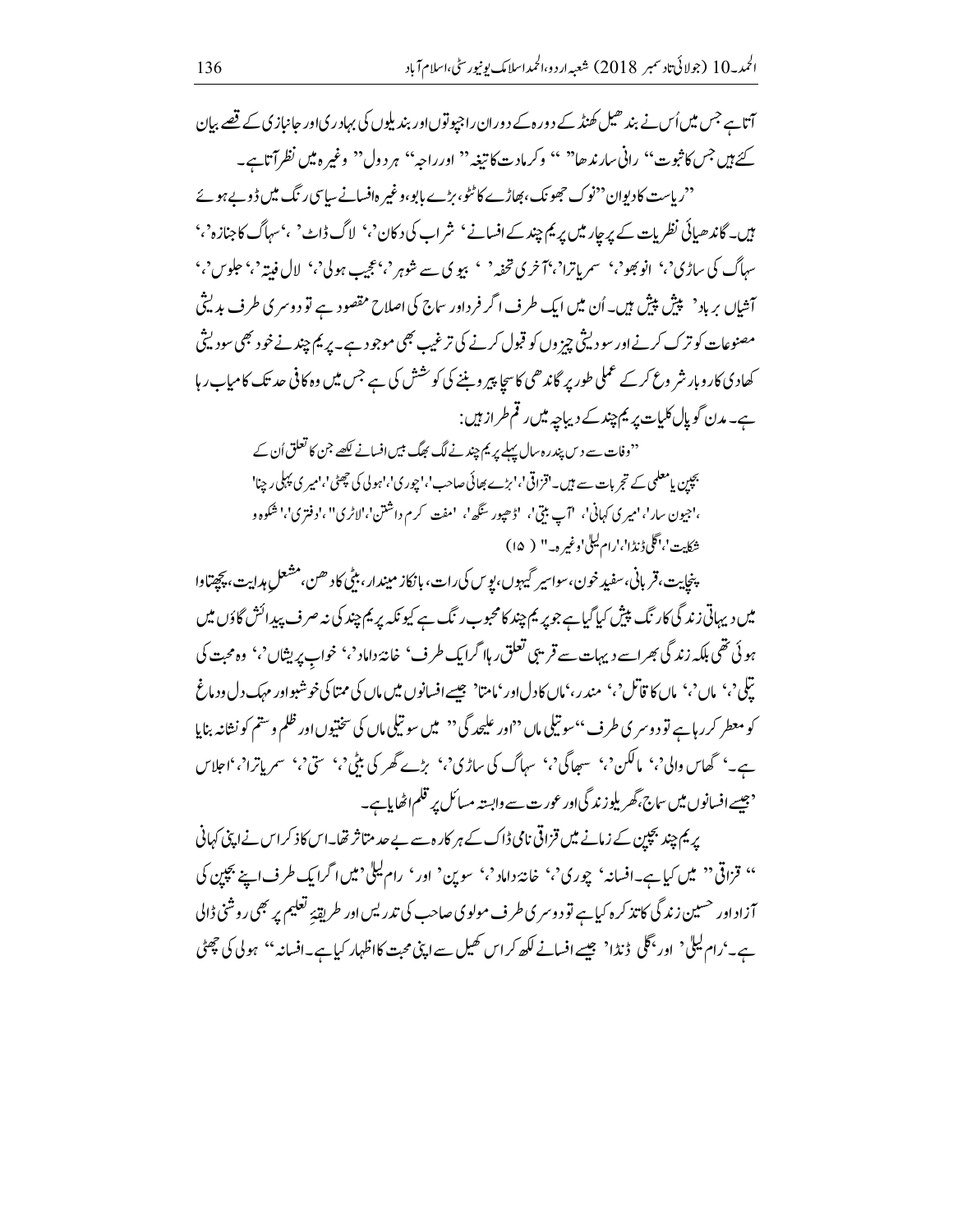آتا ہے جس میں اُس نے بند ھیل کھنڈ کے دورہ کے دوران راجپوتوں اور بندیلوں کی بہادری اور جانبازی کے قصے بیان کئے ہیں جس کا ثبوت '' رانی سارندھا'' '' وکرمادت کا تیغہ '' اور راجہ '' ہردول'' وغیرہ میں نظر آتا ہے۔

''ریاست کا دیوان''نوک جھونک، بھاڑے کا ٹٹو، بڑے بابو، وغیرہ افسانے سیاسی رنگ میں ڈوبے ہوئے ہیں۔ گاندھیائی نظریات کے پرچار میں پریم چند کے افسانے ' شراب کی دکان '،' لاگ ڈاٹ ' ،'سہاگ کا جنازہ '،' سہاگ کی ساڑی '،' انوبھو '،' سمریاترا '،'آخری تحفہ ' ' بیوی سے شوہر '،'عجیب ہولی '،' لال فیتہ '،' جلوس '،' آشیاں برباد ' پیش پیش ہیں۔ اُن میں ایک طرف اگر فرد اور سماج کی اصلاح مقصود ہے تو دوسری طرف بدیشی مصنوعات کو ترک کرنے اور سودیشی چیزوں کو قبول کرنے کی ترغیب بھی موجود ہے۔ پریم چند نے خود بھی سودیشی کھادی کاروبار شروع کر کے عملی طور پر گاندھی کا سچا پیرو بننے کی کوشش کی ہے جس میں وہ کافی حد تک کامیاب رہا ہے۔ مدن گوپال کلیات پریم چند کے دیباچہ میں رقم طراز ہیں:

> ''وفات سے دس پندرہ سال پہلے پریم چند نے لگ بھگ بیس افسانے لکھے جن کا تعلق اُن کے بچپن یا معلمی کے تجربات سے ہیں۔ 'قزاقی '،'بڑے بھائی صاحب '،'چوری '،'ہولی کی چھٹی '،'میری پہلی رچنا' ،'جیون سار '،'میری کہانی '، 'آپ بیتی '، 'ڈھپور سنگھ '، 'مفت کرم داشتن '،'لاٹری ''،'دفتری '،' شکوہ و شکایت '،'گلی ڈنڈا '،'رام لیلیٰ 'وغیرہ۔'' (۱۵)

پنچایت، قربانی، سفید خون، سواسیر گیہوں، پوس کی رات، بانکا زمیندار، بیٹی کا دھن، مشعلِ ہدایت، پچھتاوا میں دیہاتی زندگی کا رنگ پیش کیا گیا ہے جو پریم چند کا محبوب رنگ ہے کیونکہ پریم چند کی نہ صرف پیدائش گاؤں میں ہوئی تھی بلکہ زندگی بھر اسے دیہات سے قریبی تعلق رہا اگر ایک طرف ' خانہ داماد '،' خوابِ پریشاں '،' وہ محبت کی پتلی '،' ماں '،' ماں کا قاتل '،' مندر '،'ماں کا دل اور 'ممتا' جیسے افسانوں میں ماں کی ممتا کی خوشبو اور مہک دل و دماغ کو معطر کر رہا ہے تو دوسری طرف ''سوتیلی ماں ''اور علیحدگی '' میں سوتیلی ماں کی سختیوں اور ظلم و ستم کو نشانہ بنایا ہے۔' گھاس والی '،' مالکن '،' سبھاگی '،' سہاگ کی ساڑی '،' بڑے گھر کی بیٹی '،' ستی '،' سمریاترا '،'اجلاس 'جیسے افسانوں میں سماج، گھریلو زندگی اور عورت سے وابستہ مسائل پر قلم اٹھایا ہے۔

پریم چند بچپن کے زمانے میں قزاقی نامی ڈاک کے ہرکارہ سے بے حد متاثر تھا۔ اس کا ذکر اس نے اپنی کہانی '' قزاقی '' میں کیا ہے۔ افسانہ ' چوری '،' خانہ داماد '،' سوپن ' اور ' رام لیلیٰ 'میں اگر ایک طرف اپنے بچپن کی آزاد اور حسین زندگی کا تذکرہ کیا ہے تو دوسری طرف مولوی صاحب کی تدریس اور طریقۂ تعلیم پر بھی روشنی ڈالی ہے۔'رام لیلیٰ ' اور 'گلی ڈنڈا ' جیسے افسانے لکھ کر اس کھیل سے اپنی محبت کا اظہار کیا ہے۔ افسانہ '' ہولی کی چھٹی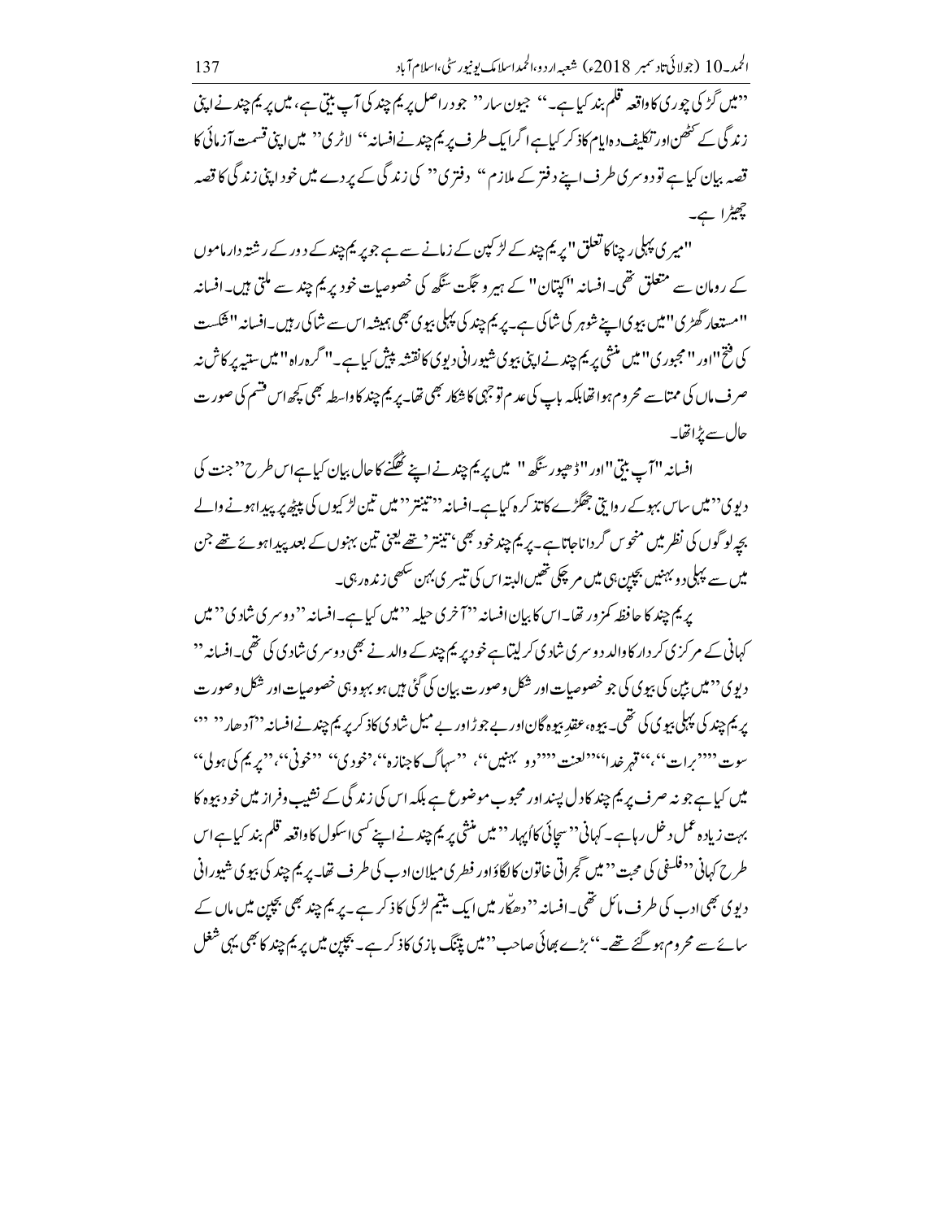''میں گڑ کی چوری کا واقعہ قلم بند کیا ہے۔'' جیون سار'' جو دراصل پریم چند کی آپ بیتی ہے، میں پریم چند نے اپنی زندگی کے کٹھن اور تکلیف دہ ایام کا ذکر کیا ہے اگر ایک طرف پریم چند نے افسانہ'' لاٹری'' میں اپنی قسمت آزمائی کا قصہ بیان کیا ہے تو دوسری طرف اپنے دفتر کے ملازم'' دفتری'' کی زندگی کے پردے میں خود اپنی زندگی کا قصہ چھیڑا ہے۔

"میری پہلی رچنا کا تعلق "پریم چند کے لڑکپن کے زمانے سے ہے جو پریم چند کے دور کے رشتہ دار ماموں کے رومان سے متعلق تھی۔ افسانہ "کپتان" کے ہیرو جگت سنگھ کی خصوصیات خود پریم چند سے ملتی ہیں۔ افسانہ "مستعار گھڑی" میں بیوی اپنے شوہر کی شاکی ہے۔ پریم چند کی پہلی بیوی بھی ہمیشہ اس سے شاکی رہیں۔ افسانہ "شکست کی فتح" اور "مجبوری" میں منشی پریم چند نے اپنی بیوی شیورانی دیوی کا نقشہ پیش کیا ہے۔" گمراہ" میں ستیہ پرکاش نہ صرف ماں کی ممتا سے محروم ہوا تھا بلکہ باپ کی عدم توجہی کا شکار بھی تھا۔ پریم چند کا واسطہ بھی کچھ اس قسم کی صورت حال سے پڑا تھا۔

افسانہ "آپ بیتی" اور "ڈھپور سنگھ" میں پریم چند نے اپنے ٹھگنے کا حال بیان کیا ہے اس طرح'' جنت کی دیوی'' میں ساس بہو کے روایتی جھگڑے کا تذکرہ کیا ہے۔ افسانہ ''تینتر'' میں تین لڑکیوں کی پیٹھ پر پیدا ہونے والے بچے لوگوں کی نظر میں منحوس گردانا جاتا ہے۔ پریم چند خود بھی 'تینتر' تھے یعنی تین بہنوں کے بعد پیدا ہوئے تھے جن میں سے پہلی دو بہنیں بچپن ہی میں مر چکی تھیں البتہ اس کی تیسری بہن سکھی زندہ رہی۔

پریم چند کا حافظہ کمزور تھا۔ اس کا بیان افسانہ ''آخری حیلہ'' میں کیا ہے۔ افسانہ ''دوسری شادی'' میں کہانی کے مرکزی کردار کا والد دوسری شادی کر لیتا ہے خود پریم چند کے والد نے بھی دوسری شادی کی تھی۔ افسانہ'' دیوی'' میں نیپن کی بیوی کی جو خصوصیات اور شکل و صورت بیان کی گئی ہیں ہو بہو وہی خصوصیات اور شکل و صورت پریم چند کی پہلی بیوی کی تھی۔ بیوہ، عقدِ بیوہ گان اور بے جوڑ اور بے میل شادی کا ذکر پریم چند نے افسانہ ''آدھار'' ''سوت'' ''برات''، ''قہر خدا'' ''لعنت'' ''دو بہنیں''، ''سہاگ کا جنازہ''، 'خودی''، ''خونی''، ''پریم کی ہولی'' میں کیا ہے جو نہ صرف پریم چند کا دل پسند اور محبوب موضوع ہے بلکہ اس کی زندگی کے نشیب و فراز میں خود بیوہ کا بہت زیادہ عمل دخل رہا ہے۔ کہانی'' سچائی کا اُبھار'' میں منشی پریم چند نے اپنے کسی اسکول کا واقعہ قلم بند کیا ہے اس طرح کہانی ''فلسفی کی محبت'' میں گجراتی خاتون کا لگاؤ اور فطری میلانِ ادب کی طرف تھا۔ پریم چند کی بیوی شیورانی دیوی بھی ادب کی طرف مائل تھی۔ افسانہ ''دھکّار'' میں ایک یتیم لڑکی کا ذکر ہے۔ پریم چند بھی بچپن میں ماں کے سائے سے محروم ہو گئے تھے۔'' بڑے بھائی صاحب'' میں پتنگ بازی کا ذکر ہے۔ بچپن میں پریم چند کا بھی یہی شغل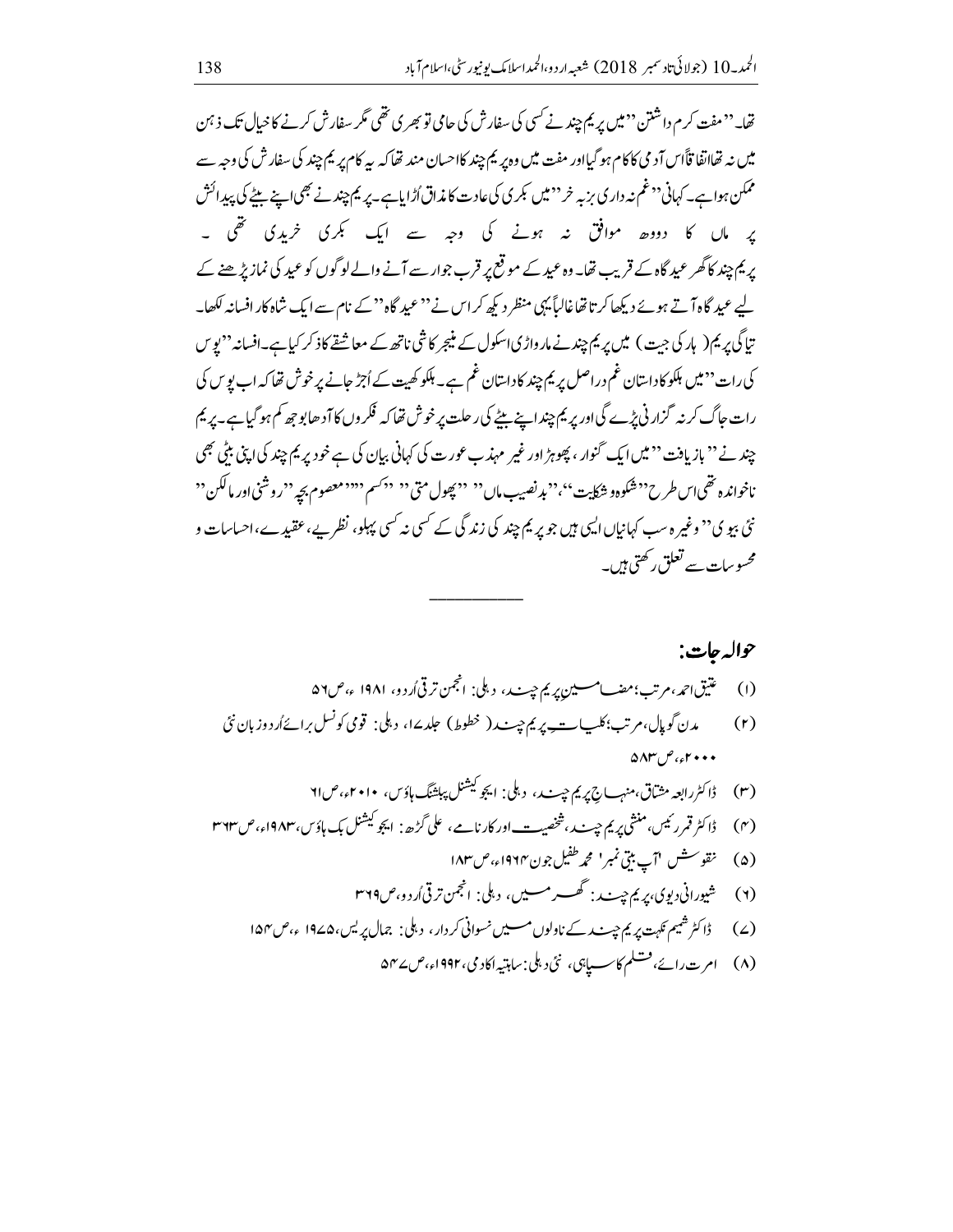تھا۔ ''مفت کرم داشتن'' میں پریم چند نے کسی کی سفارش کی حامی تو بھری تھی مگر سفارش کرنے کا خیال تک ذہن میں نہ تھا اتفاقاً اس آدمی کا کام ہو گیا اور مفت میں وہ پریم چند کا احسان مند تھا کہ یہ کام پریم چند کی سفارش کی وجہ سے ممکن ہوا ہے۔ کہانی ''غم نہ داری بزبہ خر'' میں بکری کی عادت کا مذاق اُڑایا ہے۔ پریم چند نے بھی اپنے بیٹے کی پیدائش پر ماں کا دودھ موافق نہ ہونے کی وجہ سے ایک بکری خریدی تھی ۔ پریم چند کا گھر عید گاہ کے قریب تھا۔ وہ عید کے موقع پر قرب جوار سے آنے والے لوگوں کو عید کی نماز پڑھنے کے لیے عید گاہ آتے ہوئے دیکھا کرتا تھا غالباً یہی منظر دیکھ کر اس نے ''عید گاہ'' کے نام سے ایک شاہ کار افسانہ لکھا۔ تیاگی پریم (ہار کی جیت) میں پریم چند نے مارواڑی اسکول کے مینجر کاشی ناتھ کے معاشقے کا ذکر کیا ہے۔ افسانہ ''پوس کی رات'' میں ہلکو کا داستان غم دراصل پریم چند کا داستان غم ہے۔ ہلکو کھیت کے اُجڑ جانے پر خوش تھا کہ اب پوس کی رات جاگ کر نہ گزارنی پڑے گی اور پریم چند اپنے بیٹے کی رحلت پر خوش تھا کہ فکروں کا آدھا بوجھ کم ہو گیا ہے۔ پریم چند نے ''بازیافت'' میں ایک گنوار، پھوہڑ اور غیر مہذب عورت کی کہانی بیان کی ہے خود پریم چند کی اپنی بیٹی بھی ناخواندہ تھی اس طرح ''شکوہ و شکایت''، ''بدنصیب ماں'' ''پھول متی'' ''کسم'' ''معصوم بچہ'' ''روشنی اور مالکن'' نئی بیوی'' وغیرہ سب کہانیاں ایسی ہیں جو پریم چند کی زندگی کے کسی نہ کسی پہلو، نظریے، عقیدے، احساسات و محسوسات سے تعلق رکھتی ہیں۔

---

## حوالہ جات:

(۱) عتیق احمد، مرتب؛ مضامین پریم چند، دہلی: انجمن ترقی اُردو، ۱۹۸۱ء، ص ۵۶

(۲) مدن گوپال، مرتب؛ کلیاتِ پریم چند (خطوط) جلد ۱۷، دہلی: قومی کونسل برائے اُردو زبان نئی ۲۰۰۰ء، ص ۵۸۳

(۳) ڈاکٹر رابعہ مشتاق، منہاجِ پریم چند، دہلی: ایجوکیشنل پبلشنگ ہاؤس، ۲۰۱۰ء، ص ۶۱

(۴) ڈاکٹر قمر رئیس، منشی پریم چند، شخصیت اور کارنامے، علی گڑھ: ایجوکیشنل بک ہاؤس، ۱۹۸۳ء، ص ۳۶۳

(۵) نقوش 'آپ بیتی نمبر' محمد طفیل جون ۱۹۶۴ء، ص ۱۸۳

(۶) شیورانی دیوی، پریم چند: گھر میں، دہلی: انجمن ترقی اُردو، ص ۳۶۹

(۷) ڈاکٹر شمیم نکہت پریم چند کے ناولوں میں نسوانی کردار، دہلی: جمال پریس، ۱۹۷۵ء، ص ۱۵۴

(۸) امرت رائے، قلم کا سپاہی، نئی دہلی: ساہتیہ اکادمی، ۱۹۹۲ء، ص ۵۴۷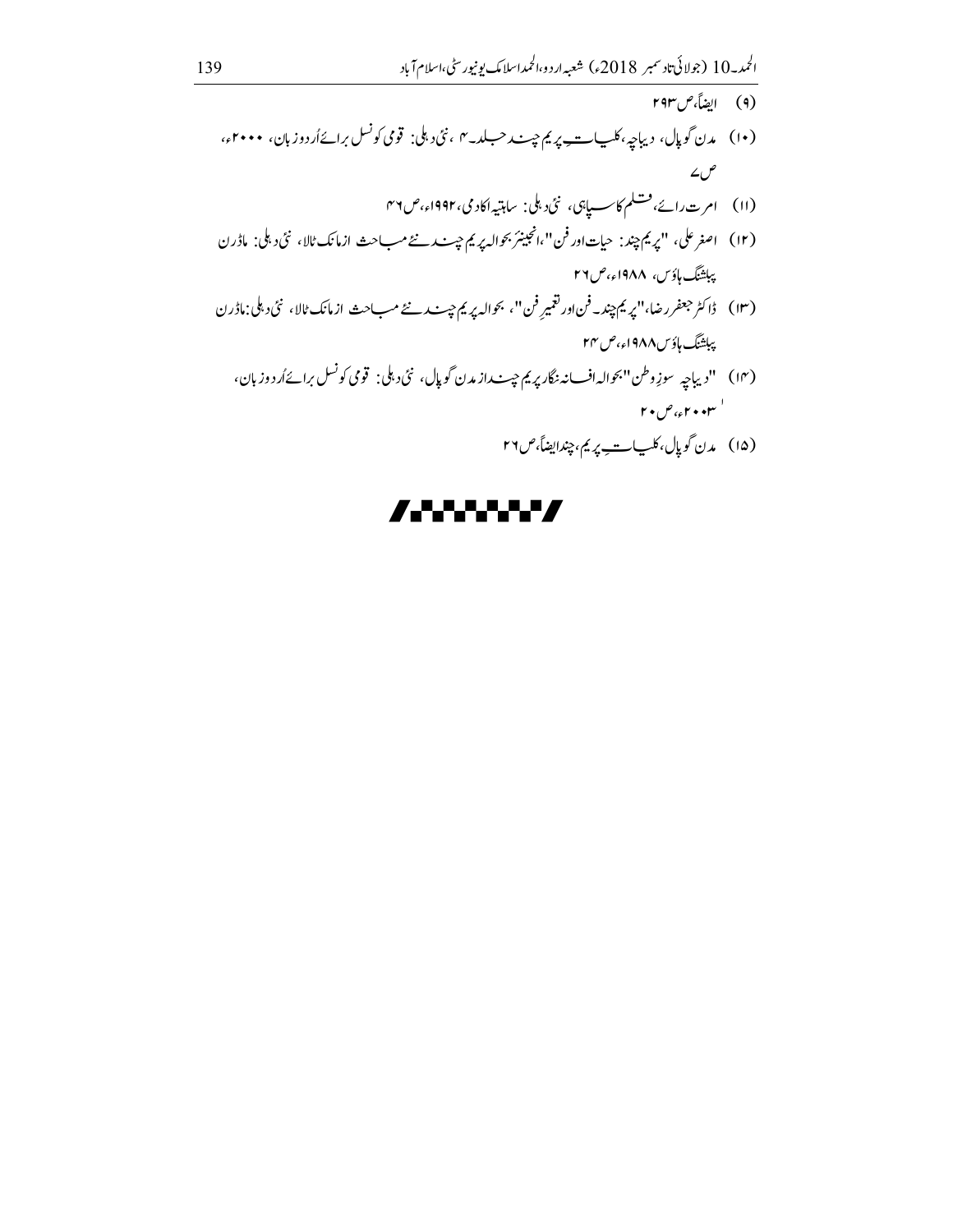(۹) ایضاً،ص۲۹۳

(۱۰) مدن گوپال، دیباچہ،کلیاتِ پریم چند جلد۔۴ ، نئی دہلی: قومی کونسل برائےاُردو زبان، ۲۰۰۰ء، ص۷

(۱۱) امرت رائے، قلم کا سپاہی، نئی دہلی: ساہتیہ اکادمی، ۱۹۹۲ء،ص۴۶

(۱۲) اصغر علی، "پریم چند: حیات اور فن"،انجینئر بحوالہ پریم چند نئے مباحث ازمانک ٹالا، نئی دہلی: ماڈرن پبلشنگ ہاؤس، ۱۹۸۸ء،ص۲۶

(۱۳) ڈاکٹر جعفر رضا،"پریم چند۔فن اور تعمیرِ فن"، بحوالہ پریم چند نئے مباحث ازمانک ٹالا، نئی دہلی:ماڈرن پبلشنگ ہاؤس۱۹۸۸ء،ص۲۴

(۱۴) "دیباچہ سوزِ وطن"بحوالہ افسانہ نگار پریم چند از مدن گوپال، نئی دہلی: قومی کونسل برائےاُردو زبان، ۲۰۰۳ء،ص۲۰

(۱۵) مدن گوپال،کلیاتِ پریم،چندایضاً،ص۲۶